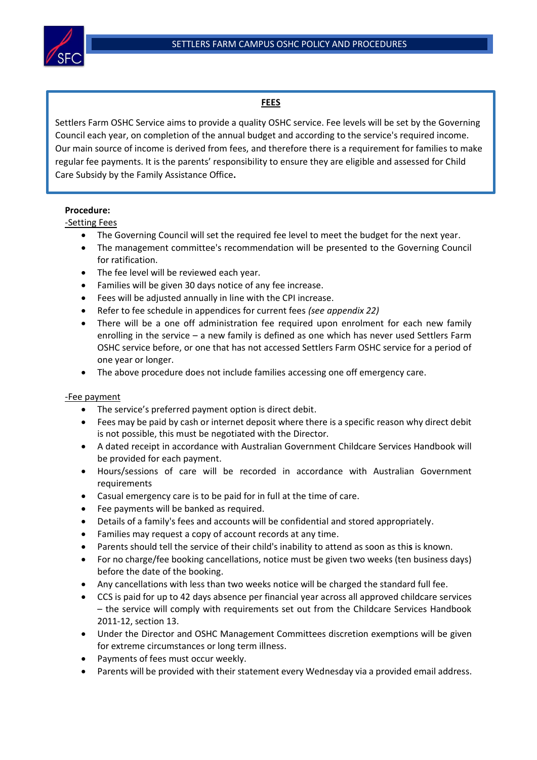# FEES

Settlers Farm OSHC Service aims to provide a quality OSHC service. Fee levels will be set by the Governing Council each year, on completion of the annual budget and according to the service's required income. Our main source of income is derived from fees, and therefore there is a requirement for families to make regular fee payments. It is the parents' responsibility to ensure they are eligible and assessed for Child Care Subsidy by the Family Assistance Office**.**

**Procedure:**

-Setting Fees

- The Governing Council will set the required fee level to meet the budget for the next year.
- The management committee's recommendation will be presented to the Governing Council for ratification.
- The fee level will be reviewed each year.
- Families will be given 30 days notice of any fee increase.
- Fees will be adjusted annually in line with the CPI increase.
- Refer to fee schedule in appendices for current fees *(see appendix 22)*
- There will be a one off administration fee required upon enrolment for each new family enrolling in the service – a new family is defined as one which has never used Settlers Farm OSHC service before, or one that has not accessed Settlers Farm OSHC service for a period of one year or longer.
- The above procedure does not include families accessing one off emergency care.

-Fee payment

- The service's preferred payment option is direct debit.
- Fees may be paid by cash or internet deposit where there is a specific reason why direct debit is not possible, this must be negotiated with the Director.
- A dated receipt in accordance with Australian Government Childcare Services Handbook will be provided for each payment.
- Hours/sessions of care will be recorded in accordance with Australian Government requirements
- Casual emergency care is to be paid for in full at the time of care.
- Fee payments will be banked as required.
- Details of a family's fees and accounts will be confidential and stored appropriately.
- Families may request a copy of account records at any time.
- Parents should tell the service of their child's inability to attend as soon as this is known.
- For no charge/fee booking cancellations, notice must be given two weeks (ten business days) before the date of the booking.
- Any cancellations with less than two weeks notice will be charged the standard full fee.
- CCS is paid for up to 42 days absence per financial year across all approved childcare services – the service will comply with requirements set out from the Childcare Services Handbook 2011-12, section 13.
- Under the Director and OSHC Management Committees discretion exemptions will be given for extreme circumstances or long term illness.
- Payments of fees must occur weekly.
- Parents will be provided with their statement every Wednesday via a provided email address.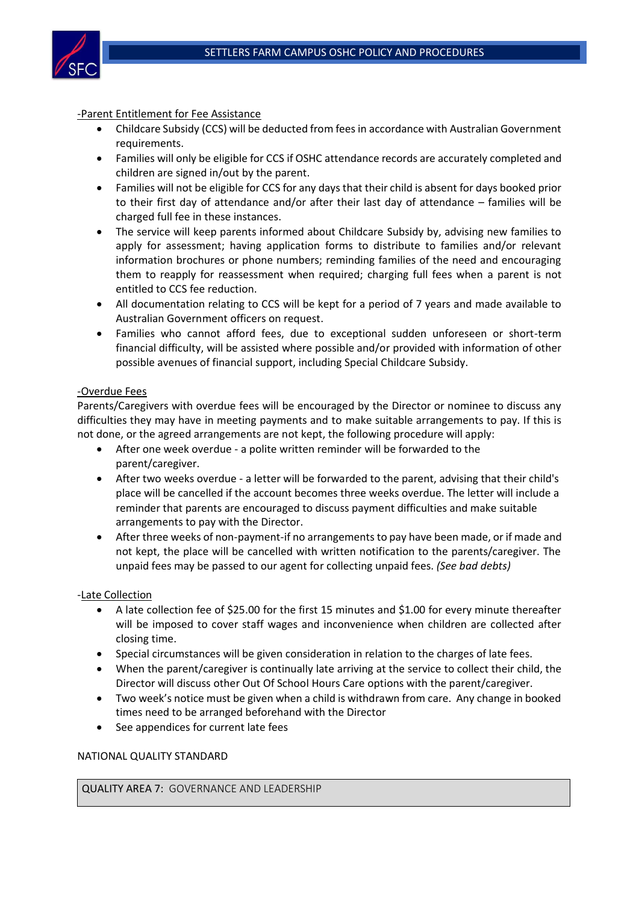-Parent Entitlement for Fee Assistance

- Childcare Subsidy (CCS) will be deducted from fees in accordance with Australian Government requirements.
- Families will only be eligible for CCS if OSHC attendance records are accurately completed and children are signed in/out by the parent.
- Families will not be eligible for CCS for any days that their child is absent for days booked prior to their first day of attendance and/or after their last day of attendance – families will be charged full fee in these instances.
- The service will keep parents informed about Childcare Subsidy by, advising new families to apply for assessment; having application forms to distribute to families and/or relevant information brochures or phone numbers; reminding families of the need and encouraging them to reapply for reassessment when required; charging full fees when a parent is not entitled to CCS fee reduction.
- All documentation relating to CCS will be kept for a period of 7 years and made available to Australian Government officers on request.
- Families who cannot afford fees, due to exceptional sudden unforeseen or short-term financial difficulty, will be assisted where possible and/or provided with information of other possible avenues of financial support, including Special Childcare Subsidy.

-Overdue Fees

Parents/Caregivers with overdue fees will be encouraged by the Director or nominee to discuss any difficulties they may have in meeting payments and to make suitable arrangements to pay. If this is not done, or the agreed arrangements are not kept, the following procedure will apply:

- After one week overdue - a polite written reminder will be forwarded to the parent/caregiver.
- After two weeks overdue - a letter will be forwarded to the parent, advising that their child's place will be cancelled if the account becomes three weeks overdue. The letter will include a reminder that parents are encouraged to discuss payment difficulties and make suitable arrangements to pay with the Director.
- After three weeks of non-payment-if no arrangements to pay have been made, or if made and not kept, the place will be cancelled with written notification to the parents/caregiver. The unpaid fees may be passed to our agent for collecting unpaid fees. *(See bad debts)*

-Late Collection

- A late collection fee of $25.00 for the first 15 minutes and $1.00 for every minute thereafter will be imposed to cover staff wages and inconvenience when children are collected after closing time.
- Special circumstances will be given consideration in relation to the charges of late fees.
- When the parent/caregiver is continually late arriving at the service to collect their child, the Director will discuss other Out Of School Hours Care options with the parent/caregiver.
- Two week's notice must be given when a child is withdrawn from care. Any change in booked times need to be arranged beforehand with the Director
- See appendices for current late fees

NATIONAL QUALITY STANDARD

| QUALITY AREA 7: GOVERNANCE AND LEADERSHIP |
| --- |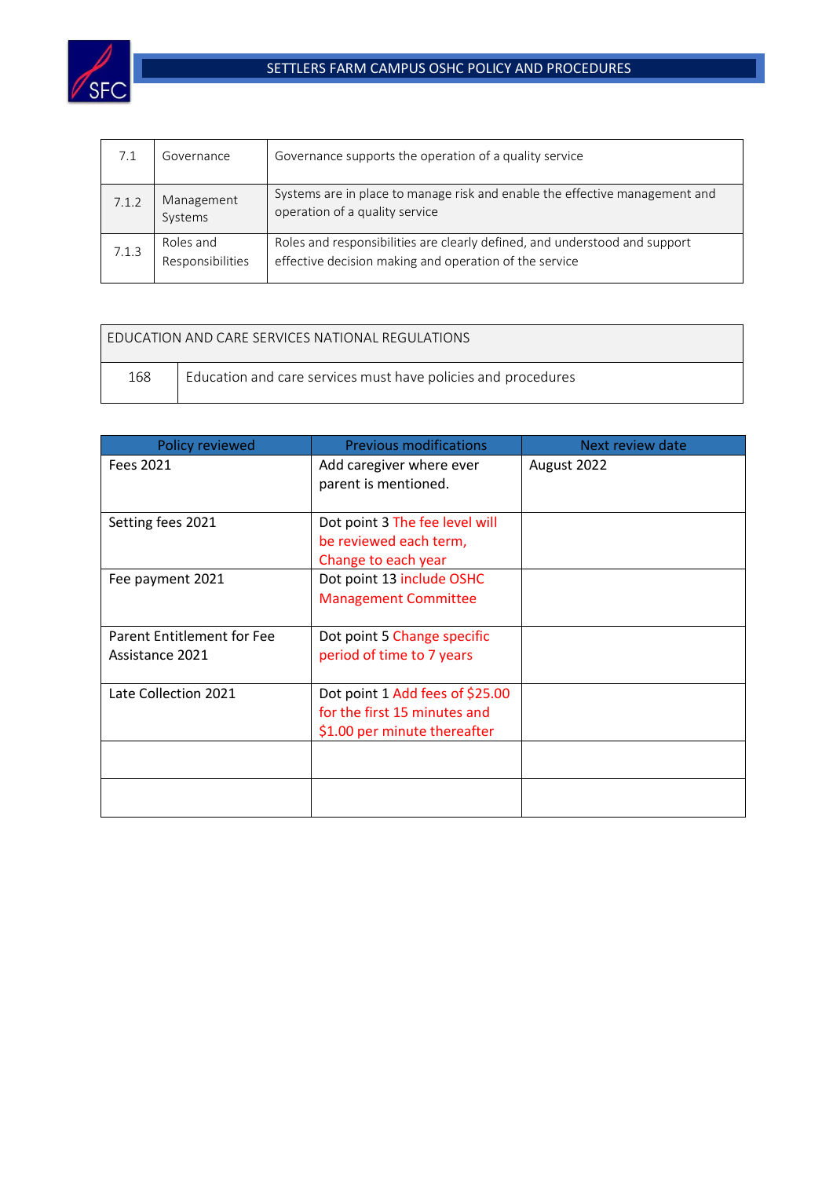| | | |
|---|---|---|
| 7.1 | Governance | Governance supports the operation of a quality service |
| 7.1.2 | Management Systems | Systems are in place to manage risk and enable the effective management and operation of a quality service |
| 7.1.3 | Roles and Responsibilities | Roles and responsibilities are clearly defined, and understood and support effective decision making and operation of the service |

| EDUCATION AND CARE SERVICES NATIONAL REGULATIONS | |
|---|---|
| 168 | Education and care services must have policies and procedures |

| Policy reviewed | Previous modifications | Next review date |
|---|---|---|
| Fees 2021 | Add caregiver where ever parent is mentioned. | August 2022 |
| Setting fees 2021 | Dot point 3 The fee level will be reviewed each term, Change to each year | |
| Fee payment 2021 | Dot point 13 include OSHC Management Committee | |
| Parent Entitlement for Fee Assistance 2021 | Dot point 5 Change specific period of time to 7 years | |
| Late Collection 2021 | Dot point 1 Add fees of $25.00 for the first 15 minutes and $1.00 per minute thereafter | |
| | | |
| | | |